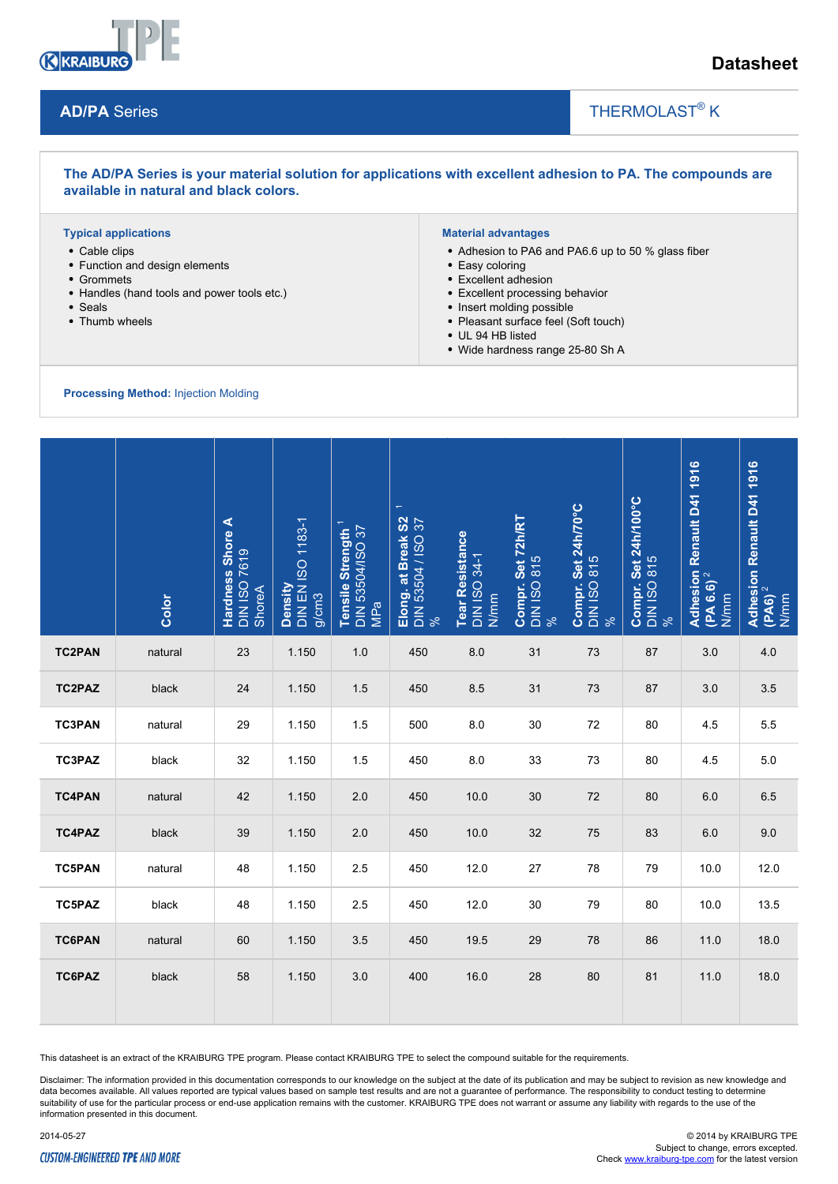Datasheet

## AD/PA Series

THERMOLAST® K

**The AD/PA Series is your material solution for applications with excellent adhesion to PA. The compounds are available in natural and black colors.**

**Typical applications**

- Cable clips
- Function and design elements
- Grommets
- Handles (hand tools and power tools etc.)
- Seals
- Thumb wheels

**Material advantages**

- Adhesion to PA6 and PA6.6 up to 50 % glass fiber
- Easy coloring
- Excellent adhesion
- Excellent processing behavior
- Insert molding possible
- Pleasant surface feel (Soft touch)
- UL 94 HB listed
- Wide hardness range 25-80 Sh A

**Processing Method:** Injection Molding

| | **Color** | **Hardness Shore A** DIN ISO 7619 ShoreA | **Density** DIN EN ISO 1183-1 g/cm3 | **Tensile Strength** [1] DIN 53504/ISO 37 MPa | **Elong. at Break S2** [1] DIN 53504 / ISO 37 % | **Tear Resistance** DIN ISO 34-1 N/mm | **Compr. Set 72h/RT** DIN ISO 815 % | **Compr. Set 24h/70°C** DIN ISO 815 % | **Compr. Set 24h/100°C** DIN ISO 815 % | **Adhesion Renault D41 1916 (PA 6.6)** [2] N/mm | **Adhesion Renault D41 1916 (PA6)** [2] N/mm |
|---|---|---|---|---|---|---|---|---|---|---|---|
| **TC2PAN** | natural | 23 | 1.150 | 1.0 | 450 | 8.0 | 31 | 73 | 87 | 3.0 | 4.0 |
| **TC2PAZ** | black | 24 | 1.150 | 1.5 | 450 | 8.5 | 31 | 73 | 87 | 3.0 | 3.5 |
| **TC3PAN** | natural | 29 | 1.150 | 1.5 | 500 | 8.0 | 30 | 72 | 80 | 4.5 | 5.5 |
| **TC3PAZ** | black | 32 | 1.150 | 1.5 | 450 | 8.0 | 33 | 73 | 80 | 4.5 | 5.0 |
| **TC4PAN** | natural | 42 | 1.150 | 2.0 | 450 | 10.0 | 30 | 72 | 80 | 6.0 | 6.5 |
| **TC4PAZ** | black | 39 | 1.150 | 2.0 | 450 | 10.0 | 32 | 75 | 83 | 6.0 | 9.0 |
| **TC5PAN** | natural | 48 | 1.150 | 2.5 | 450 | 12.0 | 27 | 78 | 79 | 10.0 | 12.0 |
| **TC5PAZ** | black | 48 | 1.150 | 2.5 | 450 | 12.0 | 30 | 79 | 80 | 10.0 | 13.5 |
| **TC6PAN** | natural | 60 | 1.150 | 3.5 | 450 | 19.5 | 29 | 78 | 86 | 11.0 | 18.0 |
| **TC6PAZ** | black | 58 | 1.150 | 3.0 | 400 | 16.0 | 28 | 80 | 81 | 11.0 | 18.0 |

This datasheet is an extract of the KRAIBURG TPE program. Please contact KRAIBURG TPE to select the compound suitable for the requirements.

Disclaimer: The information provided in this documentation corresponds to our knowledge on the subject at the date of its publication and may be subject to revision as new knowledge and data becomes available. All values reported are typical values based on sample test results and are not a guarantee of performance. The responsibility to conduct testing to determine suitability of use for the particular process or end-use application remains with the customer. KRAIBURG TPE does not warrant or assume any liability with regards to the use of the information presented in this document.

2014-05-27

CUSTOM-ENGINEERED TPE AND MORE

© 2014 by KRAIBURG TPE
Subject to change, errors excepted.
Check www.kraiburg-tpe.com for the latest version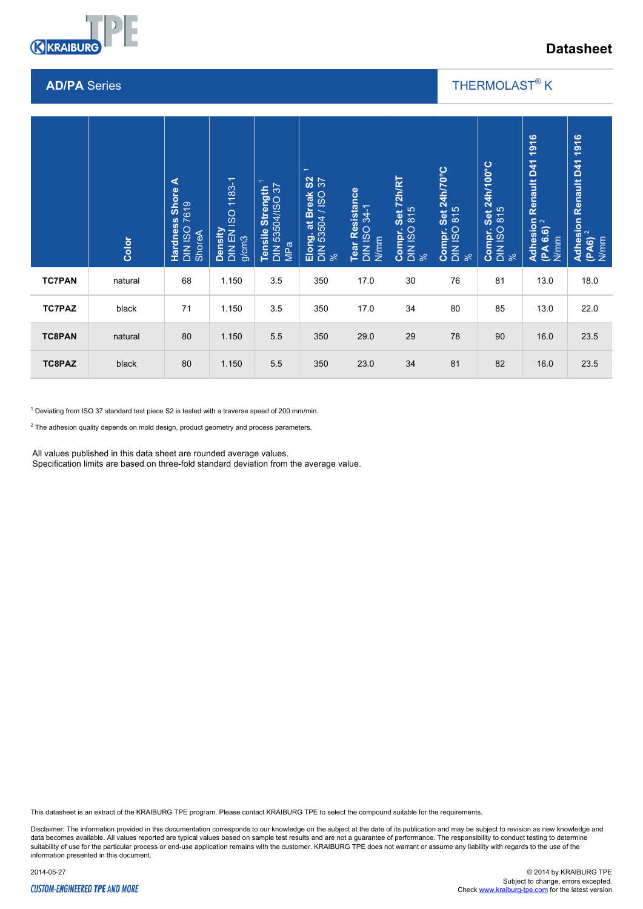Datasheet

## AD/PA Series

THERMOLAST® K

| | Color | Hardness Shore A DIN ISO 7619 ShoreA | Density DIN EN ISO 1183-1 g/cm3 | Tensile Strength [1] DIN 53504/ISO 37 MPa | Elong. at Break S2 [1] DIN 53504 / ISO 37 % | Tear Resistance DIN ISO 34-1 N/mm | Compr. Set 72h/RT DIN ISO 815 % | Compr. Set 24h/70°C DIN ISO 815 % | Compr. Set 24h/100°C DIN ISO 815 % | Adhesion Renault D41 1916 (PA 6.6) [2] N/mm | Adhesion Renault D41 1916 (PA6) [2] N/mm |
|---|---|---|---|---|---|---|---|---|---|---|---|
| **TC7PAN** | natural | 68 | 1.150 | 3.5 | 350 | 17.0 | 30 | 76 | 81 | 13.0 | 18.0 |
| **TC7PAZ** | black | 71 | 1.150 | 3.5 | 350 | 17.0 | 34 | 80 | 85 | 13.0 | 22.0 |
| **TC8PAN** | natural | 80 | 1.150 | 5.5 | 350 | 29.0 | 29 | 78 | 90 | 16.0 | 23.5 |
| **TC8PAZ** | black | 80 | 1.150 | 5.5 | 350 | 23.0 | 34 | 81 | 82 | 16.0 | 23.5 |

[1] Deviating from ISO 37 standard test piece S2 is tested with a traverse speed of 200 mm/min.

[2] The adhesion quality depends on mold design, product geometry and process parameters.

All values published in this data sheet are rounded average values.
Specification limits are based on three-fold standard deviation from the average value.

This datasheet is an extract of the KRAIBURG TPE program. Please contact KRAIBURG TPE to select the compound suitable for the requirements.

Disclaimer: The information provided in this documentation corresponds to our knowledge on the subject at the date of its publication and may be subject to revision as new knowledge and data becomes available. All values reported are typical values based on sample test results and are not a guarantee of performance. The responsibility to conduct testing to determine suitability of use for the particular process or end-use application remains with the customer. KRAIBURG TPE does not warrant or assume any liability with regards to the use of the information presented in this document.

2014-05-27

© 2014 by KRAIBURG TPE
Subject to change, errors excepted.
Check www.kraiburg-tpe.com for the latest version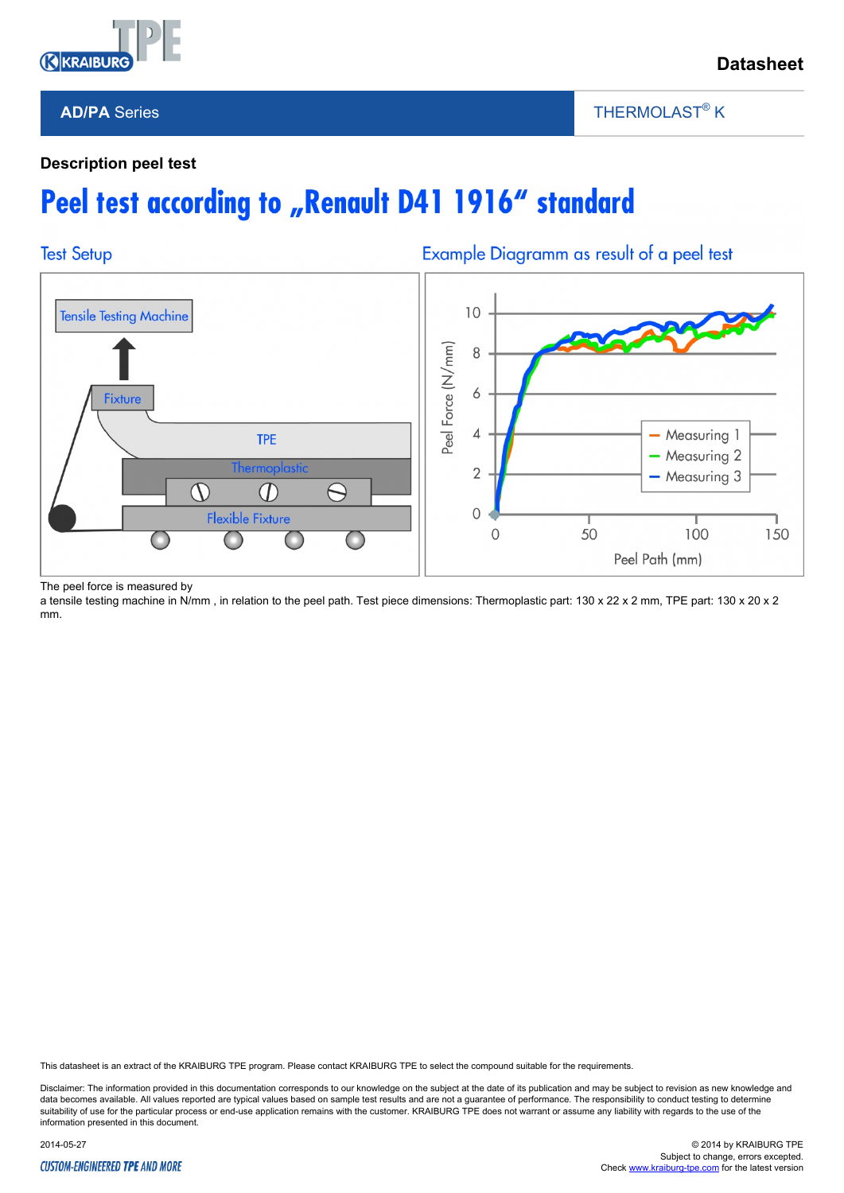**AD/PA Series** | THERMOLAST® K

**Description peel test**

# Peel test according to „Renault D41 1916“ standard

## Test Setup

Tensile Testing Machine

Fixture

TPE

Thermoplastic

Flexible Fixture

## Example Diagramm as result of a peel test

Peel Force (N/mm)

Peel Path (mm)

- Measuring 1
- Measuring 2
- Measuring 3

The peel force is measured by
a tensile testing machine in N/mm , in relation to the peel path. Test piece dimensions: Thermoplastic part: 130 x 22 x 2 mm, TPE part: 130 x 20 x 2 mm.

This datasheet is an extract of the KRAIBURG TPE program. Please contact KRAIBURG TPE to select the compound suitable for the requirements.

Disclaimer: The information provided in this documentation corresponds to our knowledge on the subject at the date of its publication and may be subject to revision as new knowledge and data becomes available. All values reported are typical values based on sample test results and are not a guarantee of performance. The responsibility to conduct testing to determine suitability of use for the particular process or end-use application remains with the customer. KRAIBURG TPE does not warrant or assume any liability with regards to the use of the information presented in this document.

2014-05-27

© 2014 by KRAIBURG TPE
Subject to change, errors excepted.
Check www.kraiburg-tpe.com for the latest version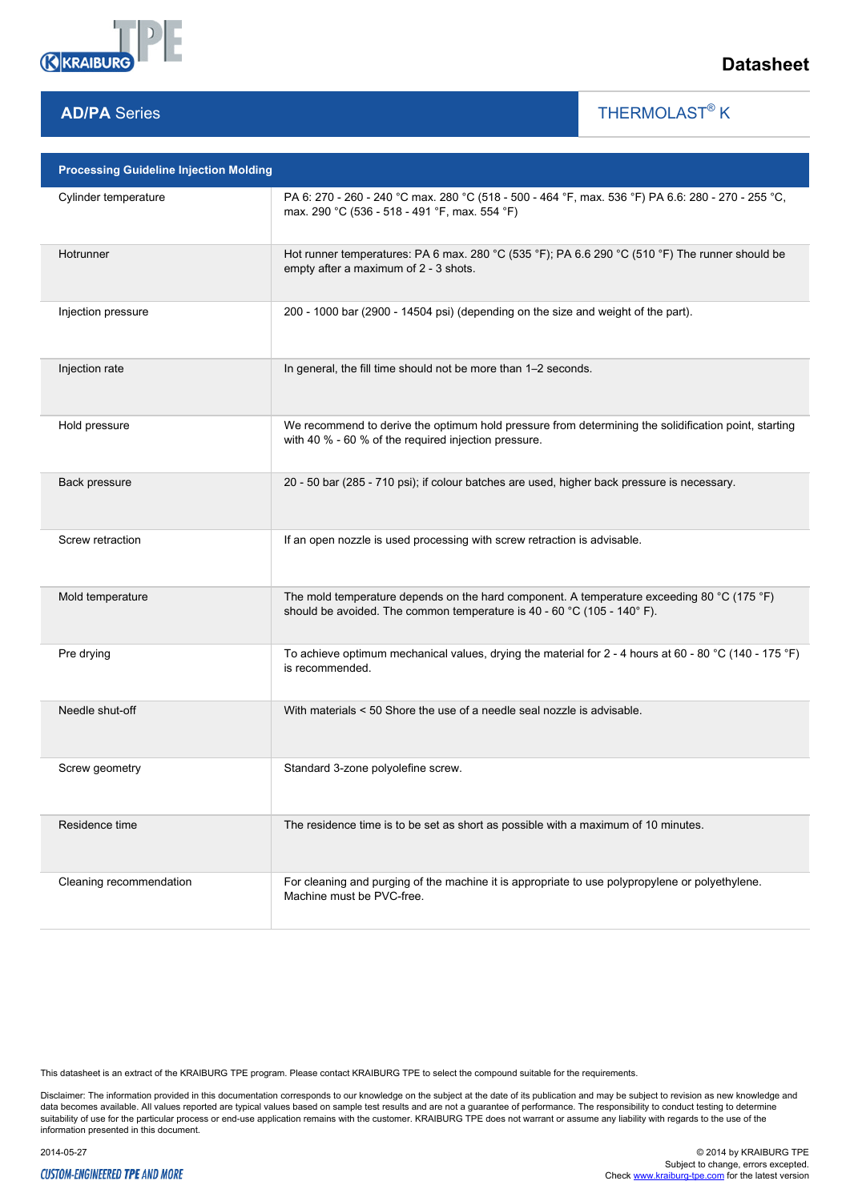# Datasheet

## AD/PA Series

THERMOLAST® K

| Processing Guideline Injection Molding | |
|---|---|
| Cylinder temperature | PA 6: 270 - 260 - 240 °C max. 280 °C (518 - 500 - 464 °F, max. 536 °F) PA 6.6: 280 - 270 - 255 °C, max. 290 °C (536 - 518 - 491 °F, max. 554 °F) |
| Hotrunner | Hot runner temperatures: PA 6 max. 280 °C (535 °F); PA 6.6 290 °C (510 °F) The runner should be empty after a maximum of 2 - 3 shots. |
| Injection pressure | 200 - 1000 bar (2900 - 14504 psi) (depending on the size and weight of the part). |
| Injection rate | In general, the fill time should not be more than 1–2 seconds. |
| Hold pressure | We recommend to derive the optimum hold pressure from determining the solidification point, starting with 40 % - 60 % of the required injection pressure. |
| Back pressure | 20 - 50 bar (285 - 710 psi); if colour batches are used, higher back pressure is necessary. |
| Screw retraction | If an open nozzle is used processing with screw retraction is advisable. |
| Mold temperature | The mold temperature depends on the hard component. A temperature exceeding 80 °C (175 °F) should be avoided. The common temperature is 40 - 60 °C (105 - 140° F). |
| Pre drying | To achieve optimum mechanical values, drying the material for 2 - 4 hours at 60 - 80 °C (140 - 175 °F) is recommended. |
| Needle shut-off | With materials < 50 Shore the use of a needle seal nozzle is advisable. |
| Screw geometry | Standard 3-zone polyolefine screw. |
| Residence time | The residence time is to be set as short as possible with a maximum of 10 minutes. |
| Cleaning recommendation | For cleaning and purging of the machine it is appropriate to use polypropylene or polyethylene. Machine must be PVC-free. |

This datasheet is an extract of the KRAIBURG TPE program. Please contact KRAIBURG TPE to select the compound suitable for the requirements.

Disclaimer: The information provided in this documentation corresponds to our knowledge on the subject at the date of its publication and may be subject to revision as new knowledge and data becomes available. All values reported are typical values based on sample test results and are not a guarantee of performance. The responsibility to conduct testing to determine suitability of use for the particular process or end-use application remains with the customer. KRAIBURG TPE does not warrant or assume any liability with regards to the use of the information presented in this document.

2014-05-27

© 2014 by KRAIBURG TPE
Subject to change, errors excepted.
Check www.kraiburg-tpe.com for the latest version

CUSTOM-ENGINEERED TPE AND MORE